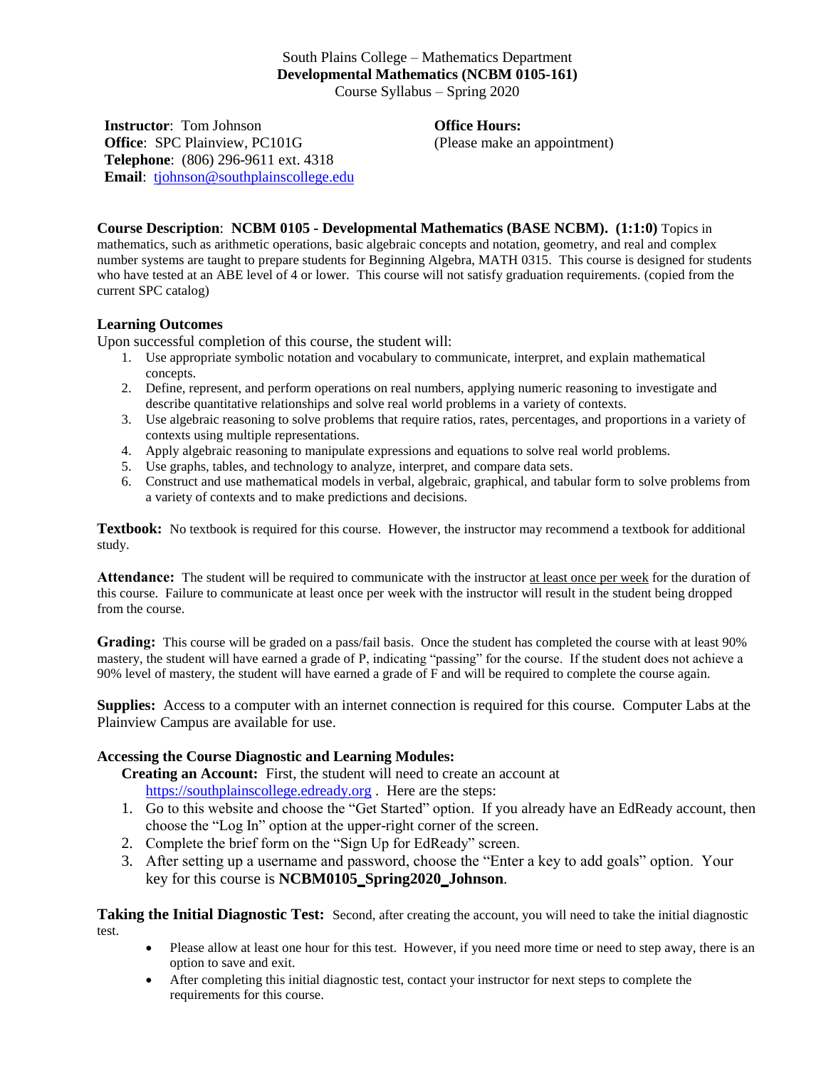South Plains College – Mathematics Department

# Developmental Mathematics (NCBM 0105-161)

Course Syllabus – Spring 2020

**Instructor**: Tom Johnson
**Office**: SPC Plainview, PC101G
**Telephone**: (806) 296-9611 ext. 4318
**Email**: tjohnson@southplainscollege.edu

**Office Hours:**
(Please make an appointment)

**Course Description**: **NCBM 0105 - Developmental Mathematics (BASE NCBM). (1:1:0)** Topics in mathematics, such as arithmetic operations, basic algebraic concepts and notation, geometry, and real and complex number systems are taught to prepare students for Beginning Algebra, MATH 0315. This course is designed for students who have tested at an ABE level of 4 or lower. This course will not satisfy graduation requirements. (copied from the current SPC catalog)

**Learning Outcomes**

Upon successful completion of this course, the student will:

1. Use appropriate symbolic notation and vocabulary to communicate, interpret, and explain mathematical concepts.
2. Define, represent, and perform operations on real numbers, applying numeric reasoning to investigate and describe quantitative relationships and solve real world problems in a variety of contexts.
3. Use algebraic reasoning to solve problems that require ratios, rates, percentages, and proportions in a variety of contexts using multiple representations.
4. Apply algebraic reasoning to manipulate expressions and equations to solve real world problems.
5. Use graphs, tables, and technology to analyze, interpret, and compare data sets.
6. Construct and use mathematical models in verbal, algebraic, graphical, and tabular form to solve problems from a variety of contexts and to make predictions and decisions.

**Textbook:** No textbook is required for this course. However, the instructor may recommend a textbook for additional study.

**Attendance:** The student will be required to communicate with the instructor at least once per week for the duration of this course. Failure to communicate at least once per week with the instructor will result in the student being dropped from the course.

**Grading:** This course will be graded on a pass/fail basis. Once the student has completed the course with at least 90% mastery, the student will have earned a grade of P, indicating "passing" for the course. If the student does not achieve a 90% level of mastery, the student will have earned a grade of F and will be required to complete the course again.

**Supplies:** Access to a computer with an internet connection is required for this course. Computer Labs at the Plainview Campus are available for use.

**Accessing the Course Diagnostic and Learning Modules:**

**Creating an Account:** First, the student will need to create an account at https://southplainscollege.edready.org . Here are the steps:

1. Go to this website and choose the "Get Started" option. If you already have an EdReady account, then choose the "Log In" option at the upper-right corner of the screen.
2. Complete the brief form on the "Sign Up for EdReady" screen.
3. After setting up a username and password, choose the "Enter a key to add goals" option. Your key for this course is **NCBM0105_Spring2020_Johnson**.

**Taking the Initial Diagnostic Test:** Second, after creating the account, you will need to take the initial diagnostic test.

- Please allow at least one hour for this test. However, if you need more time or need to step away, there is an option to save and exit.
- After completing this initial diagnostic test, contact your instructor for next steps to complete the requirements for this course.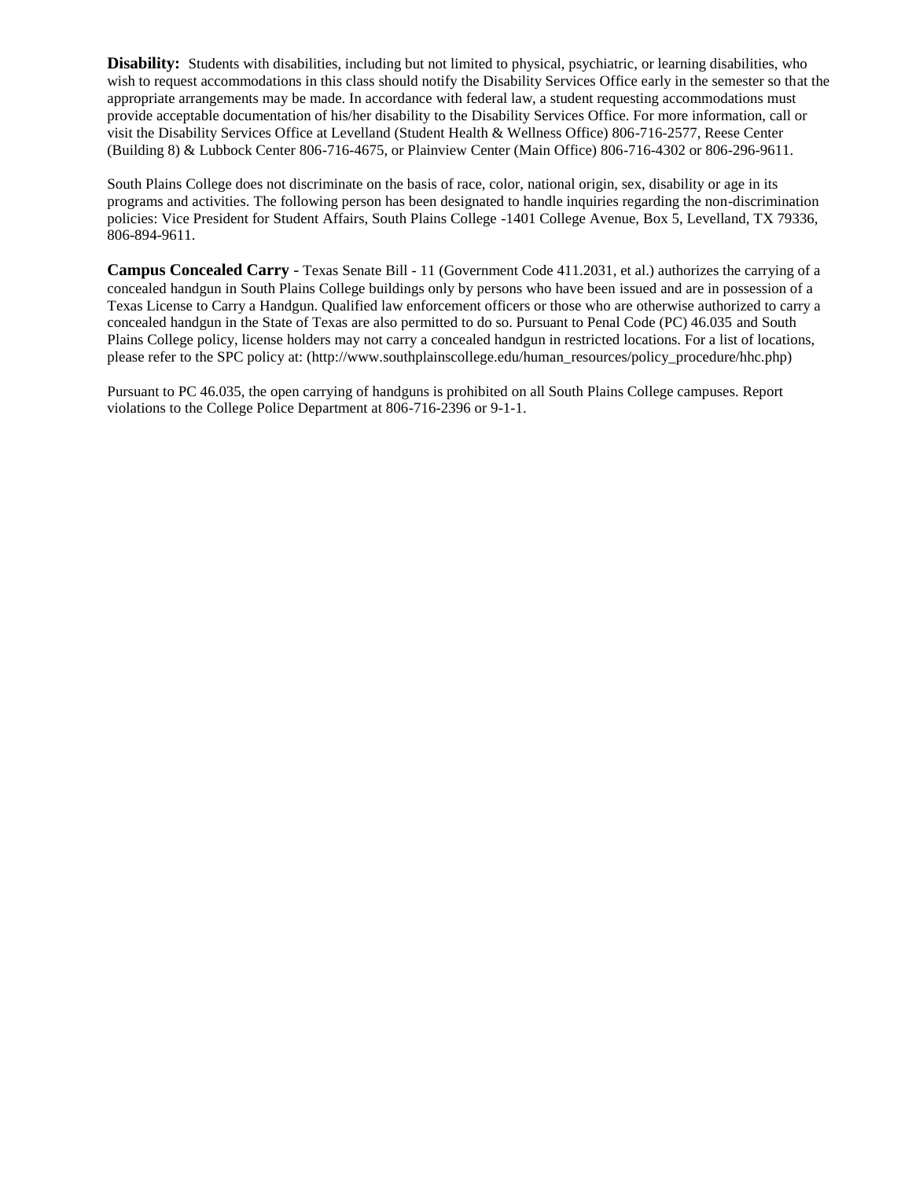**Disability:** Students with disabilities, including but not limited to physical, psychiatric, or learning disabilities, who wish to request accommodations in this class should notify the Disability Services Office early in the semester so that the appropriate arrangements may be made. In accordance with federal law, a student requesting accommodations must provide acceptable documentation of his/her disability to the Disability Services Office. For more information, call or visit the Disability Services Office at Levelland (Student Health & Wellness Office) 806-716-2577, Reese Center (Building 8) & Lubbock Center 806-716-4675, or Plainview Center (Main Office) 806-716-4302 or 806-296-9611.

South Plains College does not discriminate on the basis of race, color, national origin, sex, disability or age in its programs and activities. The following person has been designated to handle inquiries regarding the non-discrimination policies: Vice President for Student Affairs, South Plains College -1401 College Avenue, Box 5, Levelland, TX 79336, 806-894-9611.

**Campus Concealed Carry** - Texas Senate Bill - 11 (Government Code 411.2031, et al.) authorizes the carrying of a concealed handgun in South Plains College buildings only by persons who have been issued and are in possession of a Texas License to Carry a Handgun. Qualified law enforcement officers or those who are otherwise authorized to carry a concealed handgun in the State of Texas are also permitted to do so. Pursuant to Penal Code (PC) 46.035 and South Plains College policy, license holders may not carry a concealed handgun in restricted locations. For a list of locations, please refer to the SPC policy at: (http://www.southplainscollege.edu/human_resources/policy_procedure/hhc.php)

Pursuant to PC 46.035, the open carrying of handguns is prohibited on all South Plains College campuses. Report violations to the College Police Department at 806-716-2396 or 9-1-1.